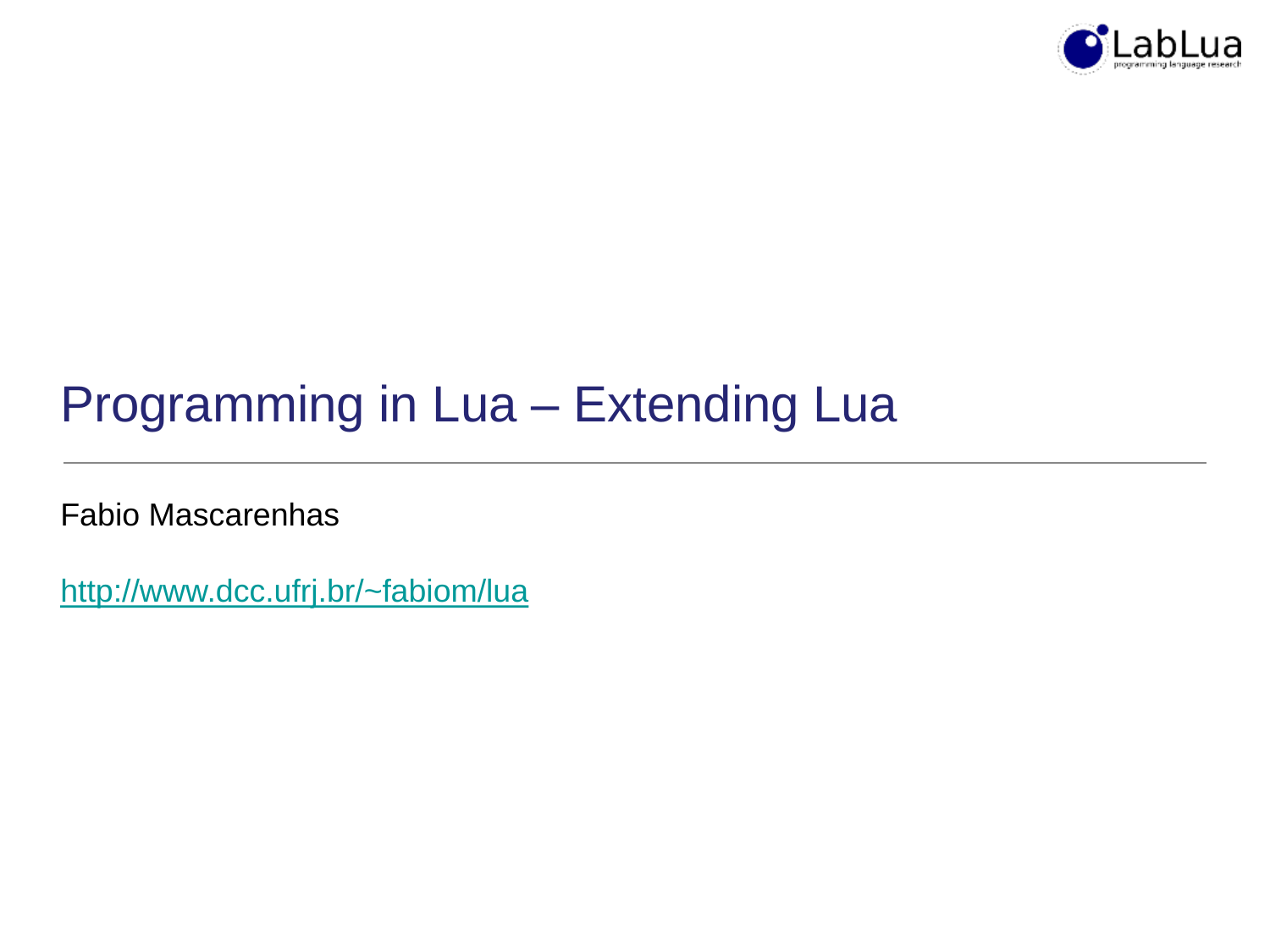# Programming in Lua – Extending Lua

Fabio Mascarenhas

http://www.dcc.ufrj.br/~fabiom/lua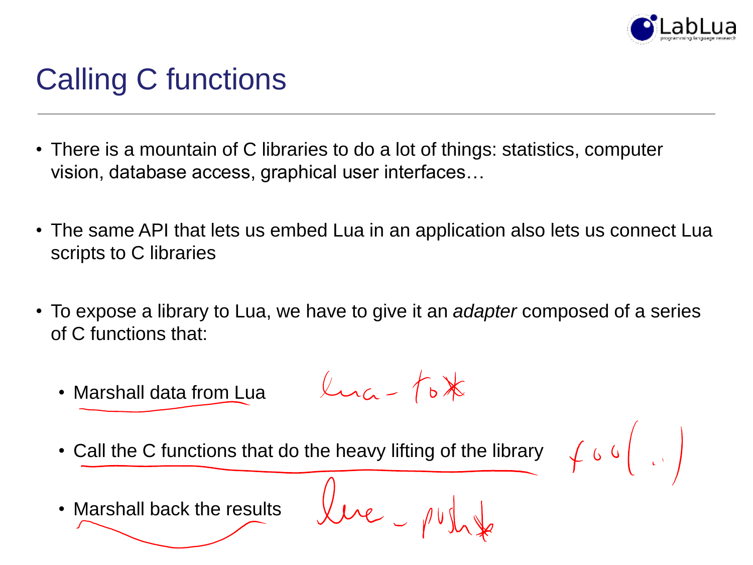# Calling C functions

- There is a mountain of C libraries to do a lot of things: statistics, computer vision, database access, graphical user interfaces…
- The same API that lets us embed Lua in an application also lets us connect Lua scripts to C libraries
- To expose a library to Lua, we have to give it an *adapter* composed of a series of C functions that:
  - Marshall data from Lua
  - Call the C functions that do the heavy lifting of the library
  - Marshall back the results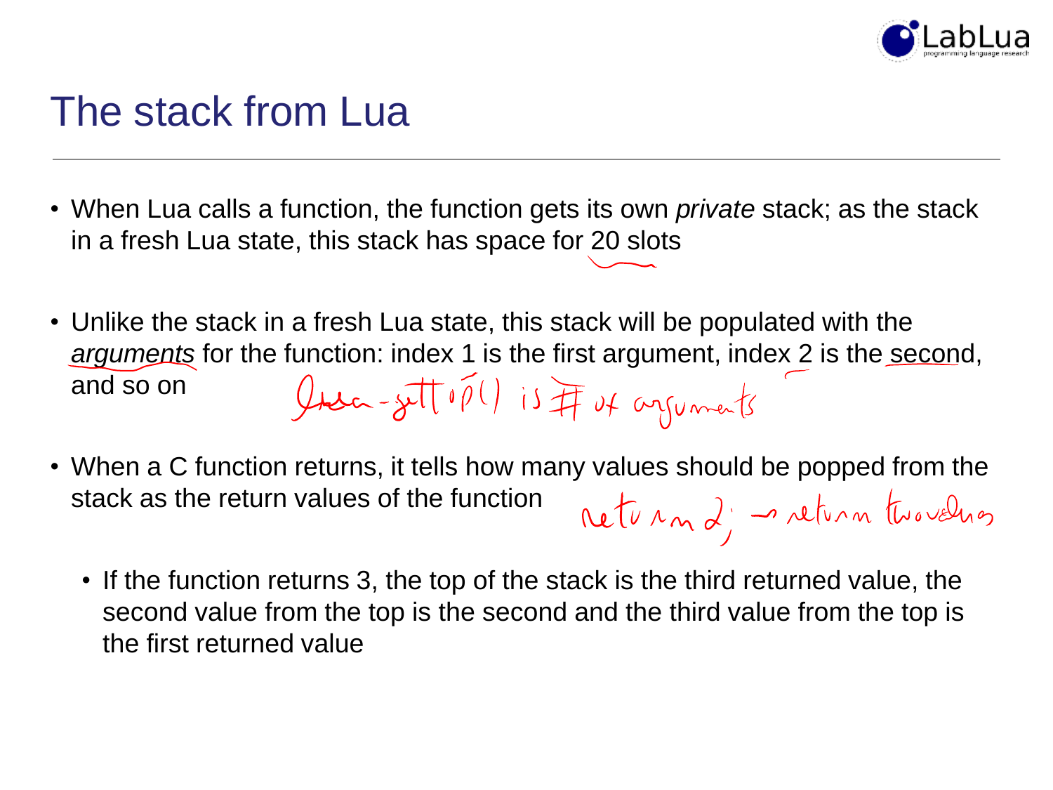# The stack from Lua

- When Lua calls a function, the function gets its own *private* stack; as the stack in a fresh Lua state, this stack has space for 20 slots
- Unlike the stack in a fresh Lua state, this stack will be populated with the *arguments* for the function: index 1 is the first argument, index 2 is the second, and so on

  lua_gettop() is # of arguments

- When a C function returns, it tells how many values should be popped from the stack as the return values of the function

  return 2; → return two values

  - If the function returns 3, the top of the stack is the third returned value, the second value from the top is the second and the third value from the top is the first returned value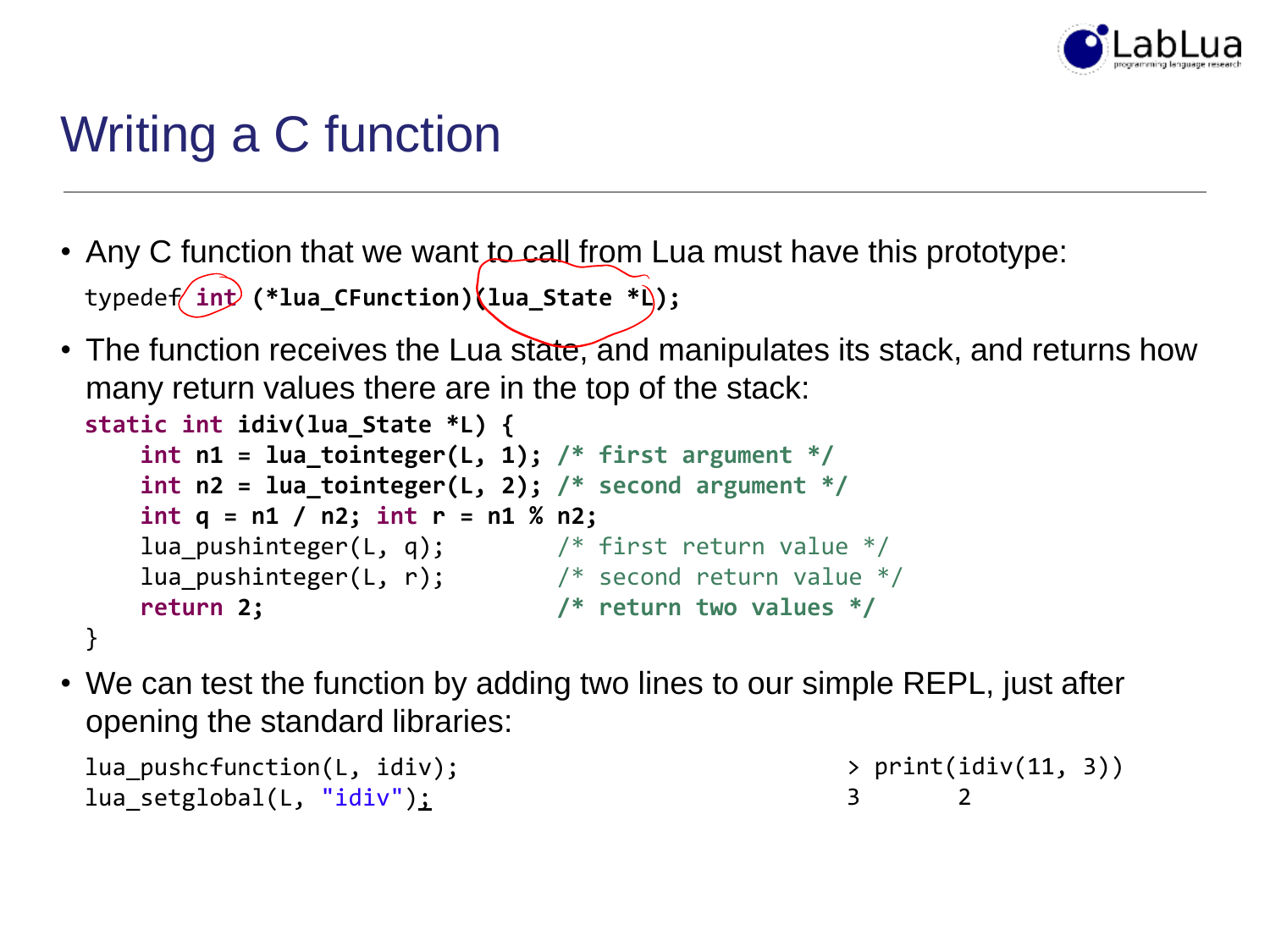# Writing a C function

- Any C function that we want to call from Lua must have this prototype:

```
typedef int (*lua_CFunction)(lua_State *L);
```

- The function receives the Lua state, and manipulates its stack, and returns how many return values there are in the top of the stack:

```
static int idiv(lua_State *L) {
    int n1 = lua_tointeger(L, 1); /* first argument */
    int n2 = lua_tointeger(L, 2); /* second argument */
    int q = n1 / n2; int r = n1 % n2;
    lua_pushinteger(L, q);        /* first return value */
    lua_pushinteger(L, r);        /* second return value */
    return 2;                     /* return two values */
}
```

- We can test the function by adding two lines to our simple REPL, just after opening the standard libraries:

```
lua_pushcfunction(L, idiv);
lua_setglobal(L, "idiv");
```

```
> print(idiv(11, 3))
3       2
```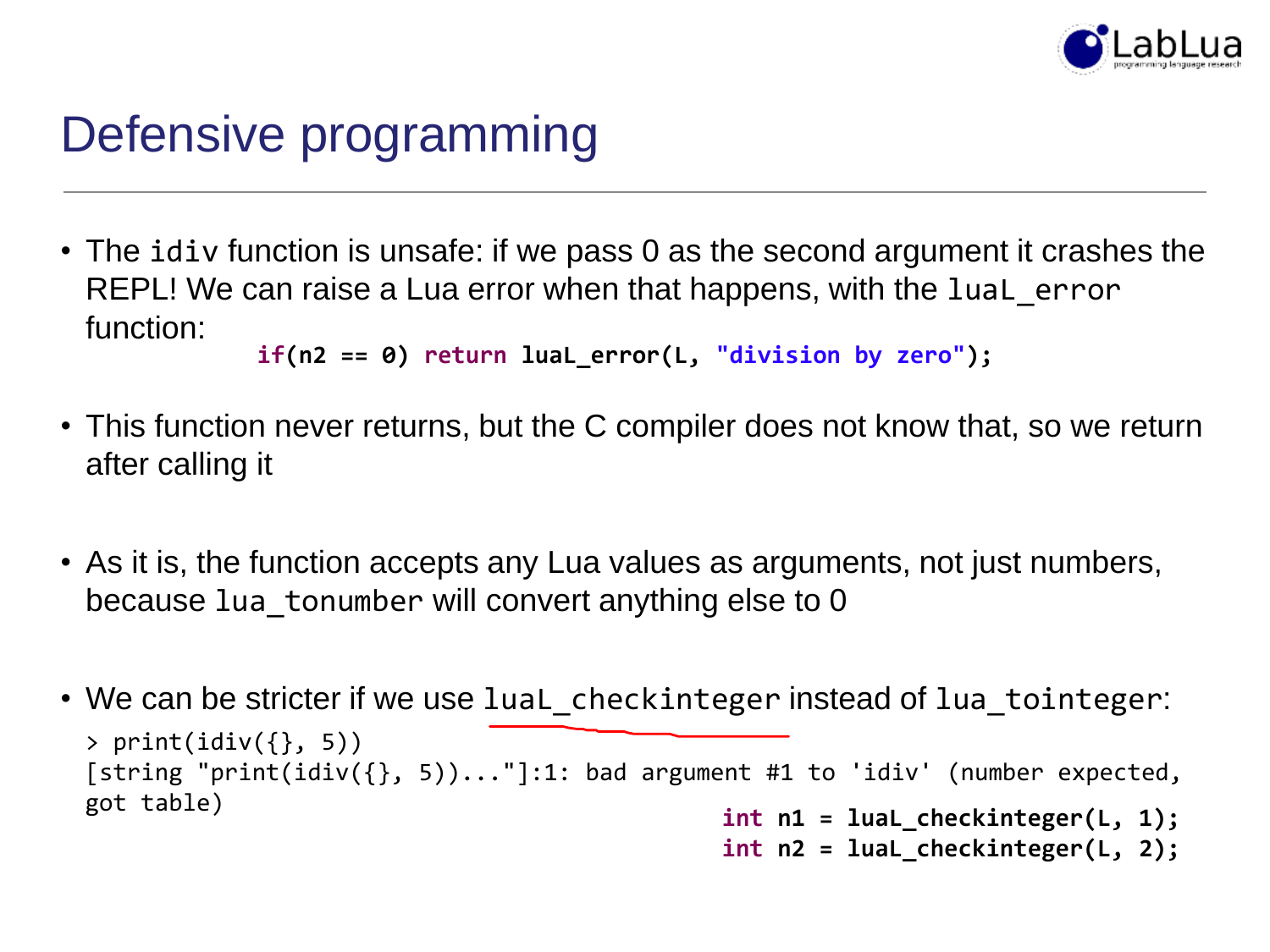# Defensive programming

- The `idiv` function is unsafe: if we pass 0 as the second argument it crashes the REPL! We can raise a Lua error when that happens, with the `luaL_error` function:

```c
if(n2 == 0) return luaL_error(L, "division by zero");
```

- This function never returns, but the C compiler does not know that, so we return after calling it

- As it is, the function accepts any Lua values as arguments, not just numbers, because `lua_tonumber` will convert anything else to 0

- We can be stricter if we use `luaL_checkinteger` instead of `lua_tointeger`:

```
> print(idiv({}, 5))
[string "print(idiv({}, 5))..."]:1: bad argument #1 to 'idiv' (number expected, got table)
```

```c
int n1 = luaL_checkinteger(L, 1);
int n2 = luaL_checkinteger(L, 2);
```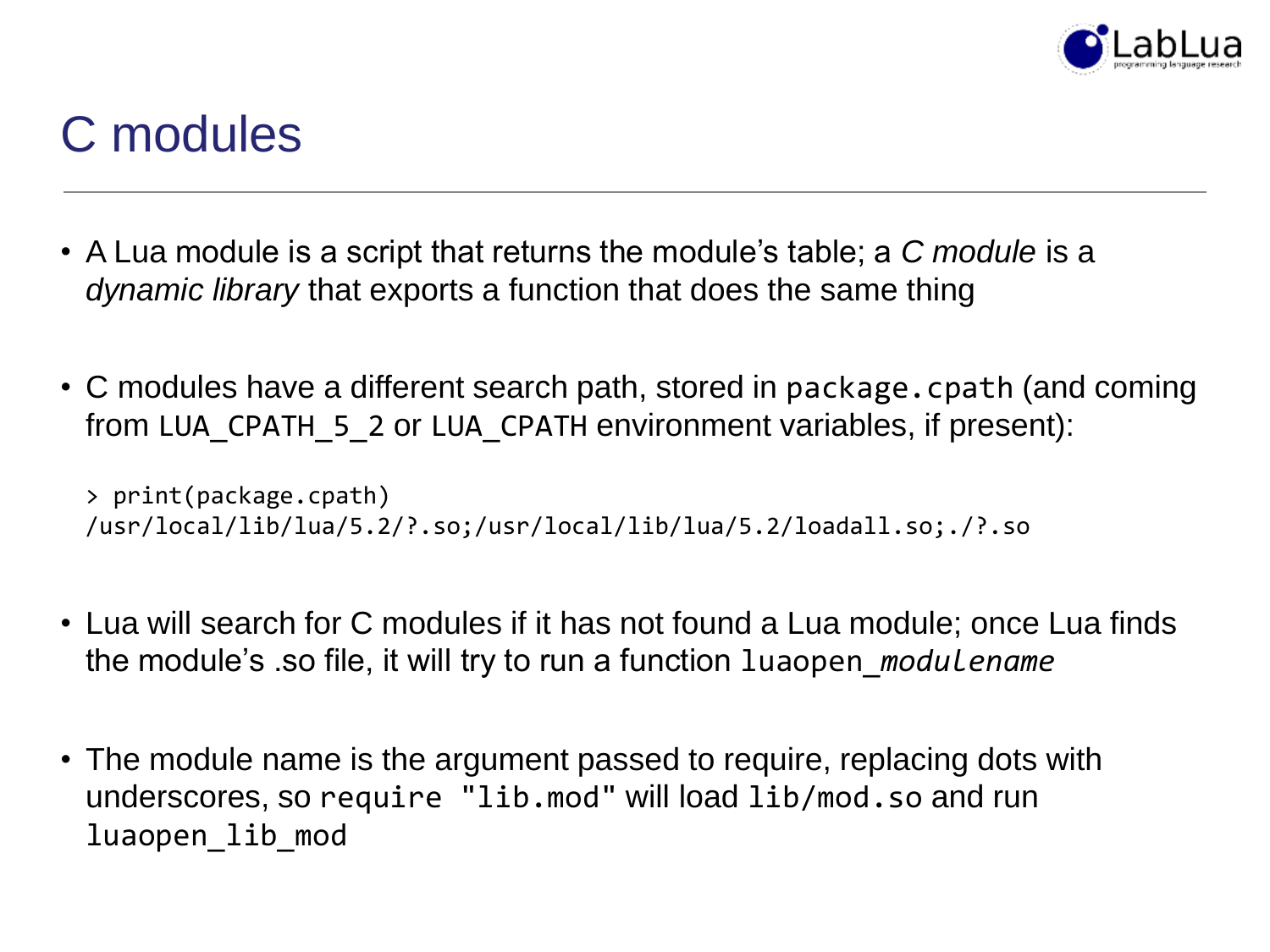# C modules

- A Lua module is a script that returns the module's table; a *C module* is a *dynamic library* that exports a function that does the same thing

- C modules have a different search path, stored in `package.cpath` (and coming from `LUA_CPATH_5_2` or `LUA_CPATH` environment variables, if present):

```
> print(package.cpath)
/usr/local/lib/lua/5.2/?.so;/usr/local/lib/lua/5.2/loadall.so;./?.so
```

- Lua will search for C modules if it has not found a Lua module; once Lua finds the module's .so file, it will try to run a function `luaopen_`*`modulename`*

- The module name is the argument passed to require, replacing dots with underscores, so `require "lib.mod"` will load `lib/mod.so` and run `luaopen_lib_mod`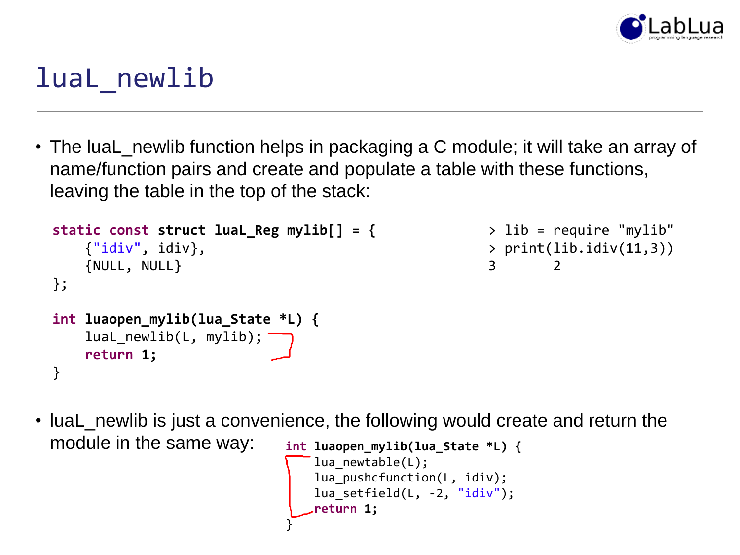# luaL_newlib

- The luaL_newlib function helps in packaging a C module; it will take an array of name/function pairs and create and populate a table with these functions, leaving the table in the top of the stack:

```c
static const struct luaL_Reg mylib[] = {
    {"idiv", idiv},
    {NULL, NULL}
};

int luaopen_mylib(lua_State *L) {
    luaL_newlib(L, mylib);
    return 1;
}
```

```
> lib = require "mylib"
> print(lib.idiv(11,3))
3       2
```

- luaL_newlib is just a convenience, the following would create and return the module in the same way:

```c
int luaopen_mylib(lua_State *L) {
    lua_newtable(L);
    lua_pushcfunction(L, idiv);
    lua_setfield(L, -2, "idiv");
    return 1;
}
```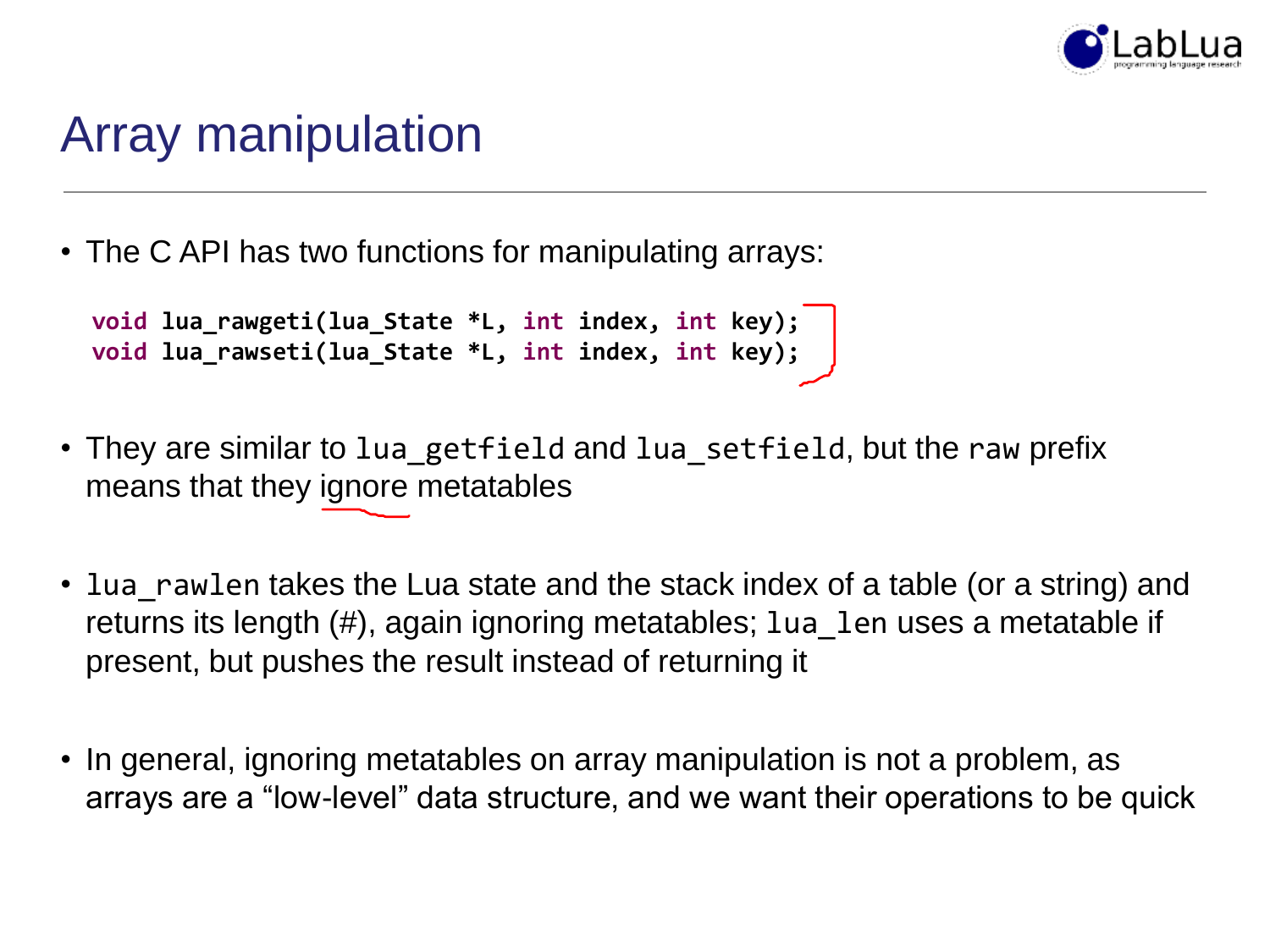# Array manipulation

- The C API has two functions for manipulating arrays:

```
void lua_rawgeti(lua_State *L, int index, int key);
void lua_rawseti(lua_State *L, int index, int key);
```

- They are similar to `lua_getfield` and `lua_setfield`, but the `raw` prefix means that they ignore metatables

- `lua_rawlen` takes the Lua state and the stack index of a table (or a string) and returns its length (#), again ignoring metatables; `lua_len` uses a metatable if present, but pushes the result instead of returning it

- In general, ignoring metatables on array manipulation is not a problem, as arrays are a "low-level" data structure, and we want their operations to be quick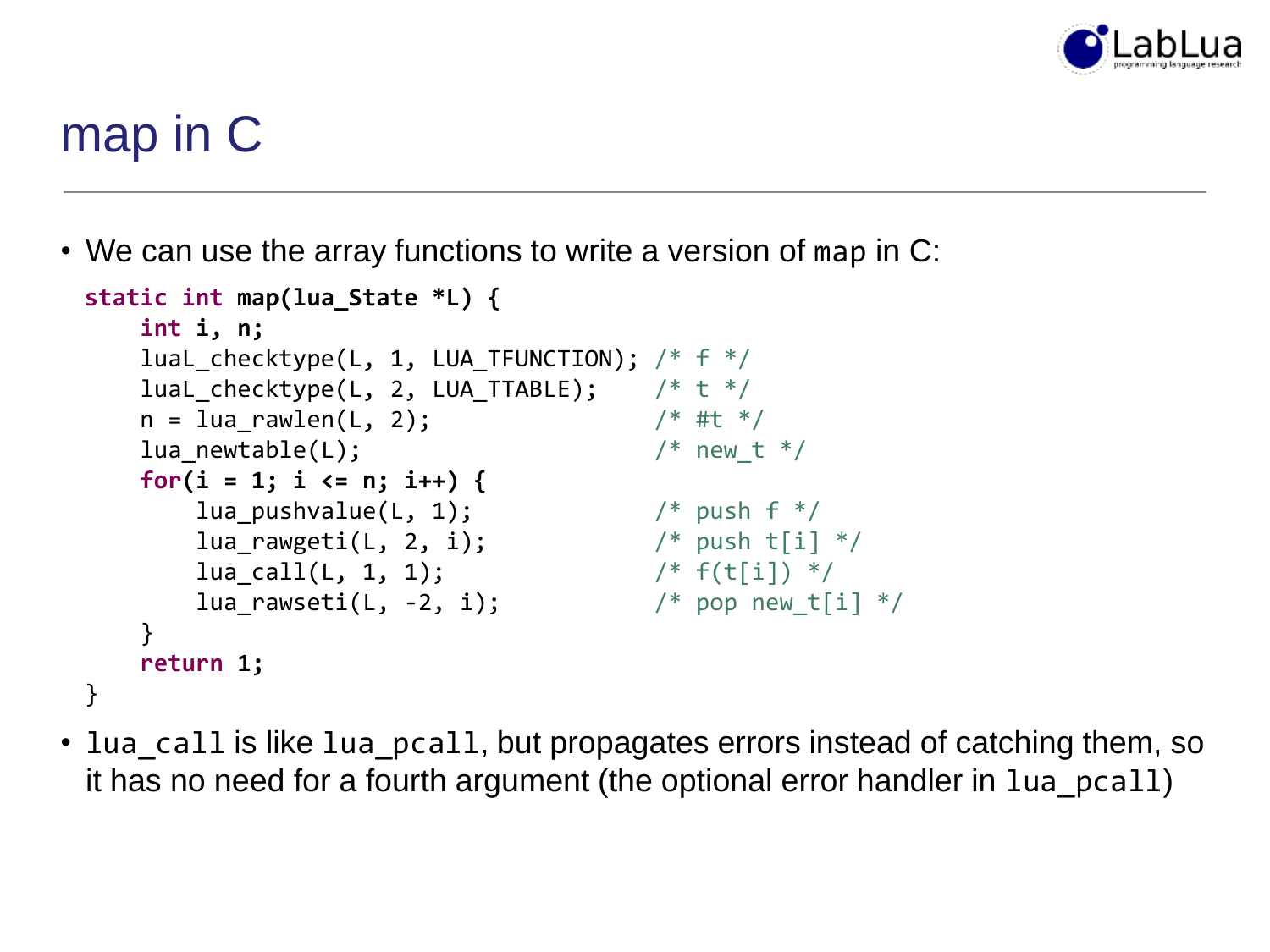# map in C

- We can use the array functions to write a version of `map` in C:

```c
static int map(lua_State *L) {
    int i, n;
    luaL_checktype(L, 1, LUA_TFUNCTION); /* f */
    luaL_checktype(L, 2, LUA_TTABLE);    /* t */
    n = lua_rawlen(L, 2);                /* #t */
    lua_newtable(L);                     /* new_t */
    for(i = 1; i <= n; i++) {
        lua_pushvalue(L, 1);             /* push f */
        lua_rawgeti(L, 2, i);            /* push t[i] */
        lua_call(L, 1, 1);               /* f(t[i]) */
        lua_rawseti(L, -2, i);           /* pop new_t[i] */
    }
    return 1;
}
```

- `lua_call` is like `lua_pcall`, but propagates errors instead of catching them, so it has no need for a fourth argument (the optional error handler in `lua_pcall`)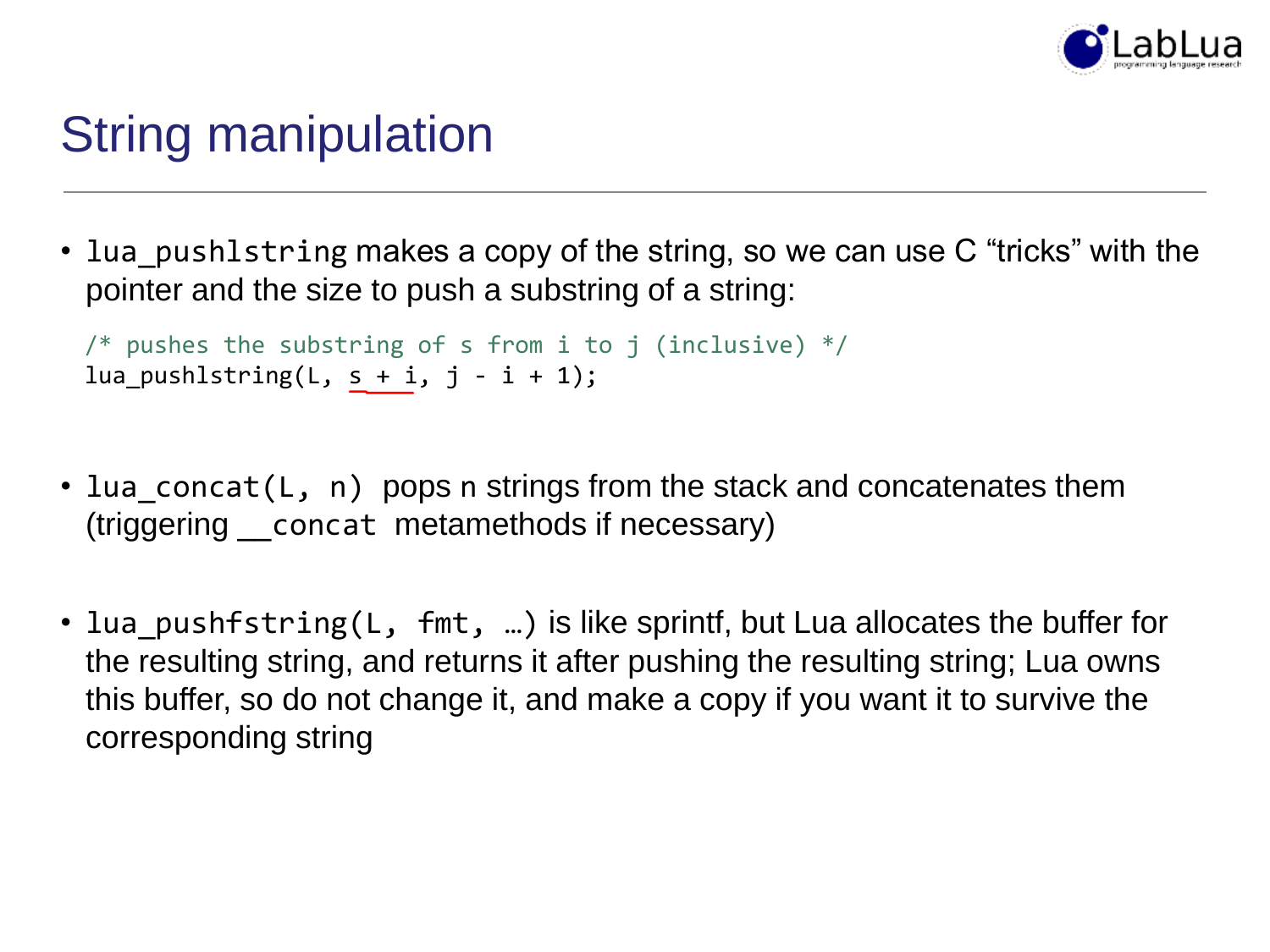# String manipulation

- `lua_pushlstring` makes a copy of the string, so we can use C "tricks" with the pointer and the size to push a substring of a string:

```
/* pushes the substring of s from i to j (inclusive) */
lua_pushlstring(L, s + i, j - i + 1);
```

- `lua_concat(L, n)` pops n strings from the stack and concatenates them (triggering `__concat` metamethods if necessary)

- `lua_pushfstring(L, fmt, …)` is like sprintf, but Lua allocates the buffer for the resulting string, and returns it after pushing the resulting string; Lua owns this buffer, so do not change it, and make a copy if you want it to survive the corresponding string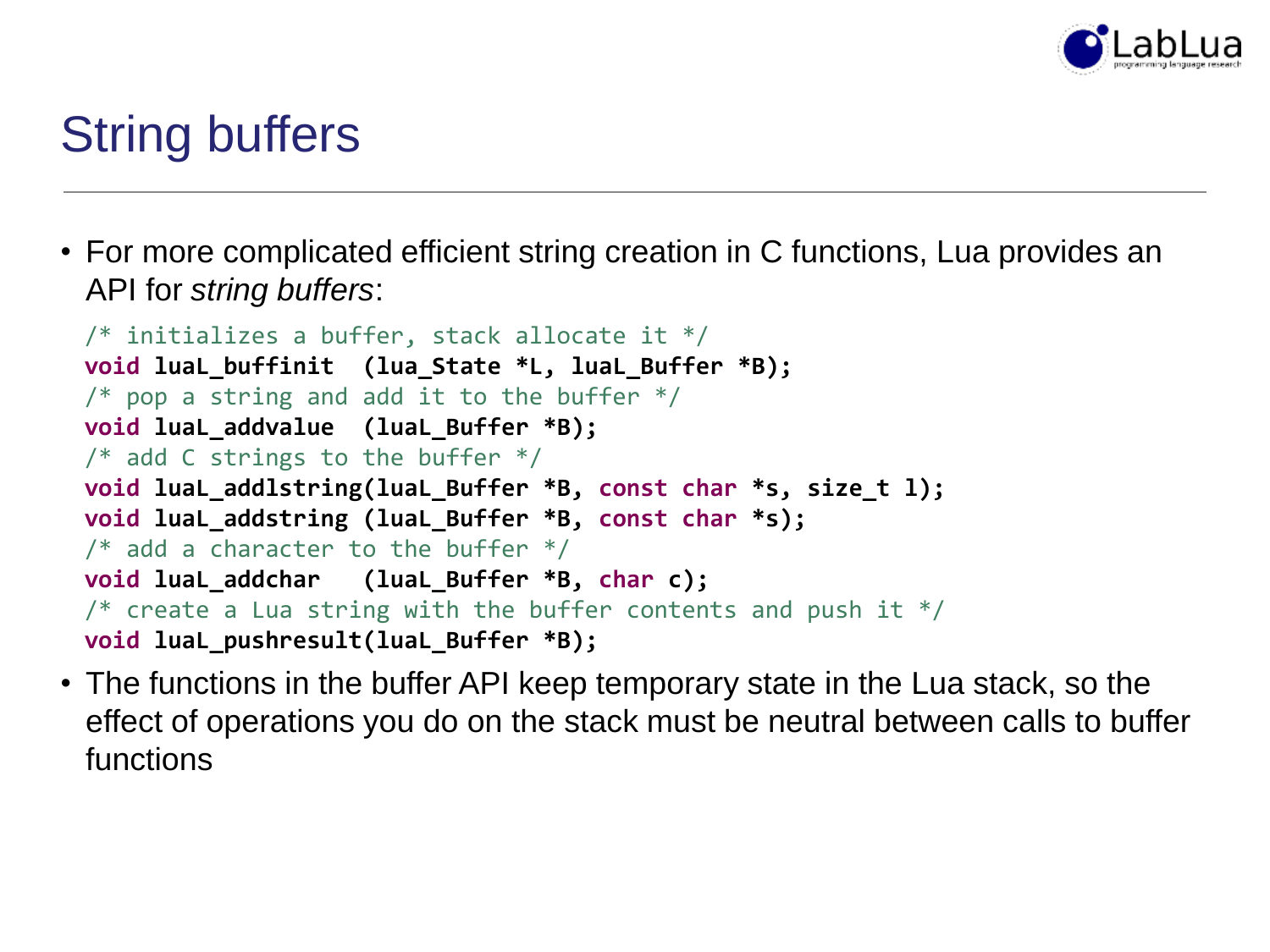# String buffers

- For more complicated efficient string creation in C functions, Lua provides an API for *string buffers*:

```
/* initializes a buffer, stack allocate it */
void luaL_buffinit  (lua_State *L, luaL_Buffer *B);
/* pop a string and add it to the buffer */
void luaL_addvalue  (luaL_Buffer *B);
/* add C strings to the buffer */
void luaL_addlstring(luaL_Buffer *B, const char *s, size_t l);
void luaL_addstring (luaL_Buffer *B, const char *s);
/* add a character to the buffer */
void luaL_addchar   (luaL_Buffer *B, char c);
/* create a Lua string with the buffer contents and push it */
void luaL_pushresult(luaL_Buffer *B);
```

- The functions in the buffer API keep temporary state in the Lua stack, so the effect of operations you do on the stack must be neutral between calls to buffer functions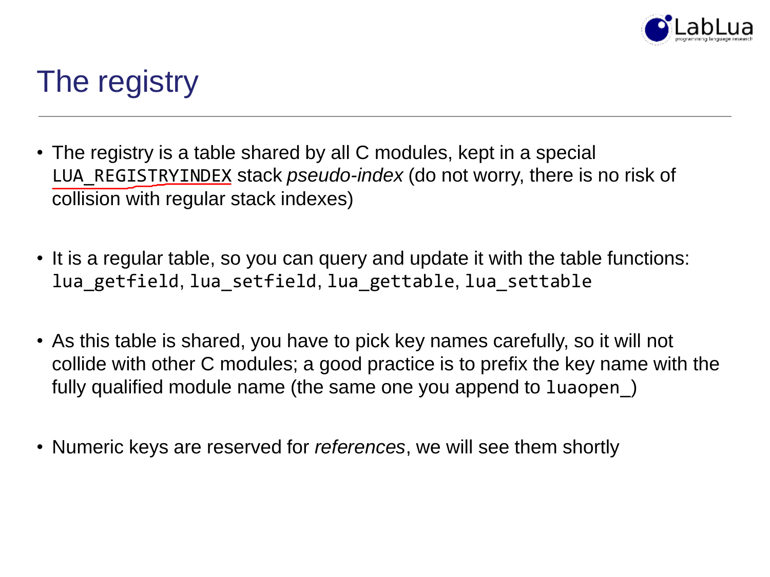# The registry

- The registry is a table shared by all C modules, kept in a special `LUA_REGISTRYINDEX` stack *pseudo-index* (do not worry, there is no risk of collision with regular stack indexes)

- It is a regular table, so you can query and update it with the table functions: `lua_getfield`, `lua_setfield`, `lua_gettable`, `lua_settable`

- As this table is shared, you have to pick key names carefully, so it will not collide with other C modules; a good practice is to prefix the key name with the fully qualified module name (the same one you append to `luaopen_`)

- Numeric keys are reserved for *references*, we will see them shortly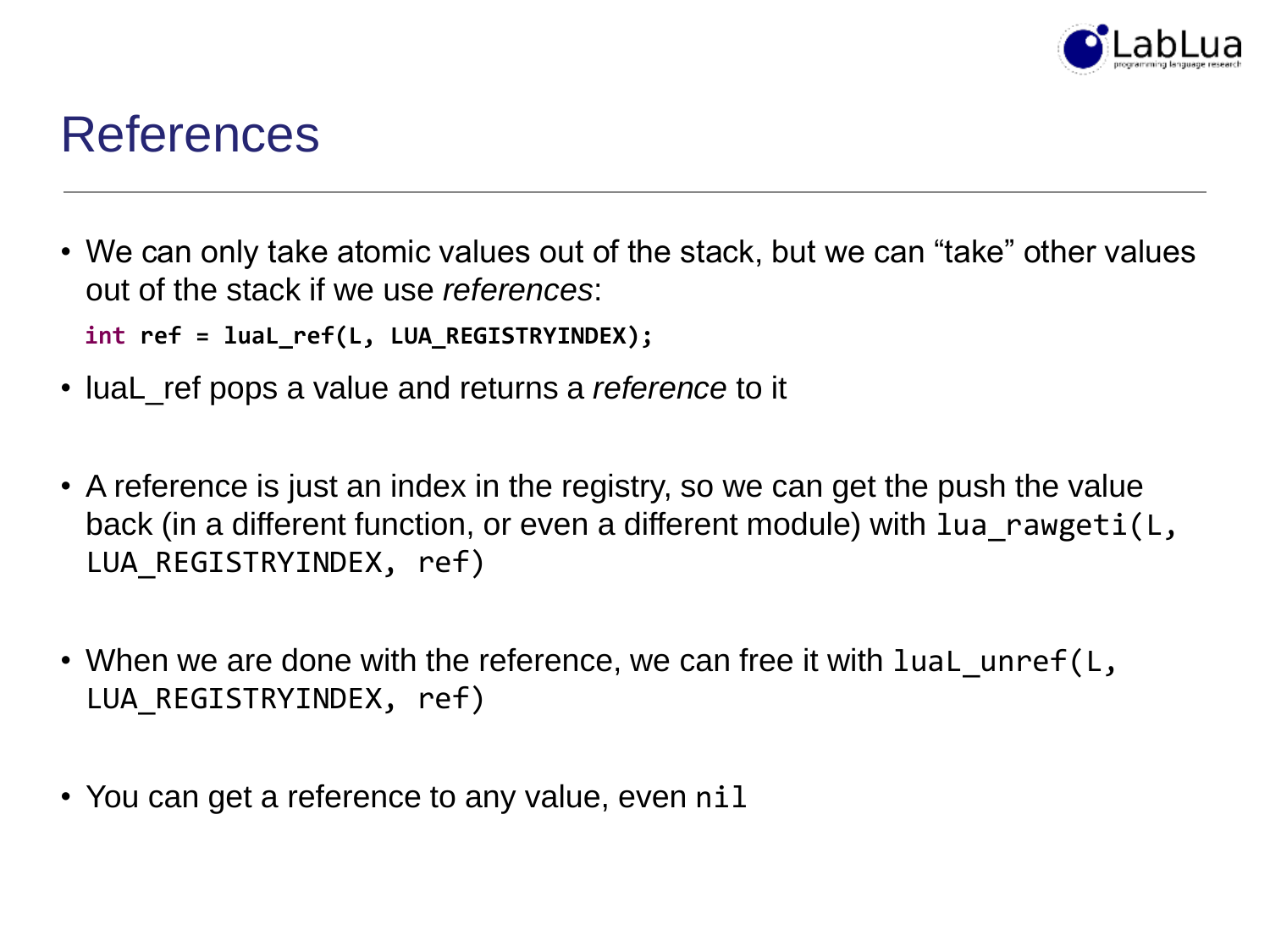# References

- We can only take atomic values out of the stack, but we can “take” other values out of the stack if we use *references*:

```
int ref = luaL_ref(L, LUA_REGISTRYINDEX);
```

- luaL_ref pops a value and returns a *reference* to it

- A reference is just an index in the registry, so we can get the push the value back (in a different function, or even a different module) with `lua_rawgeti(L, LUA_REGISTRYINDEX, ref)`

- When we are done with the reference, we can free it with `luaL_unref(L, LUA_REGISTRYINDEX, ref)`

- You can get a reference to any value, even `nil`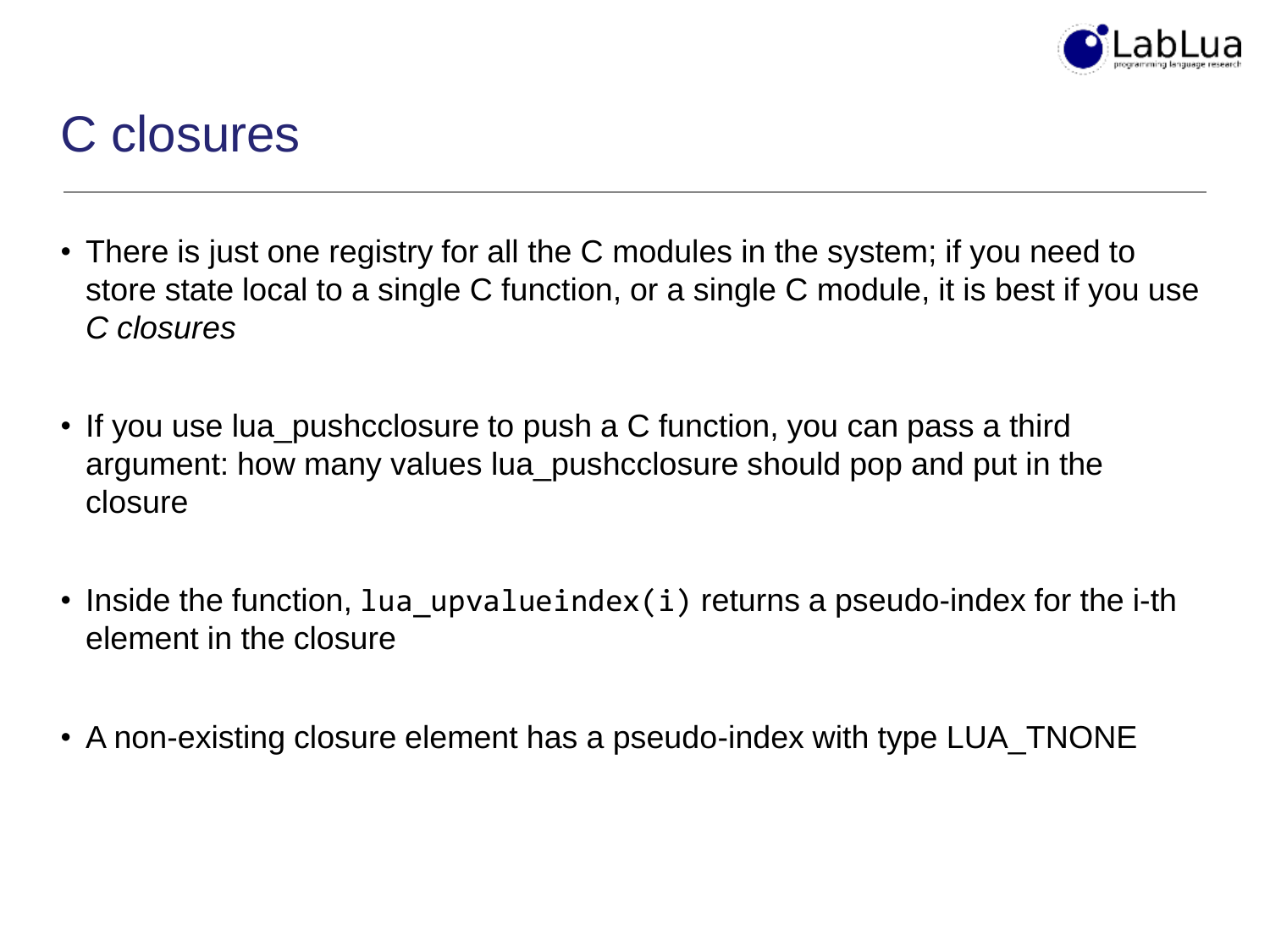# C closures

- There is just one registry for all the C modules in the system; if you need to store state local to a single C function, or a single C module, it is best if you use *C closures*

- If you use lua_pushcclosure to push a C function, you can pass a third argument: how many values lua_pushcclosure should pop and put in the closure

- Inside the function, `lua_upvalueindex(i)` returns a pseudo-index for the i-th element in the closure

- A non-existing closure element has a pseudo-index with type LUA_TNONE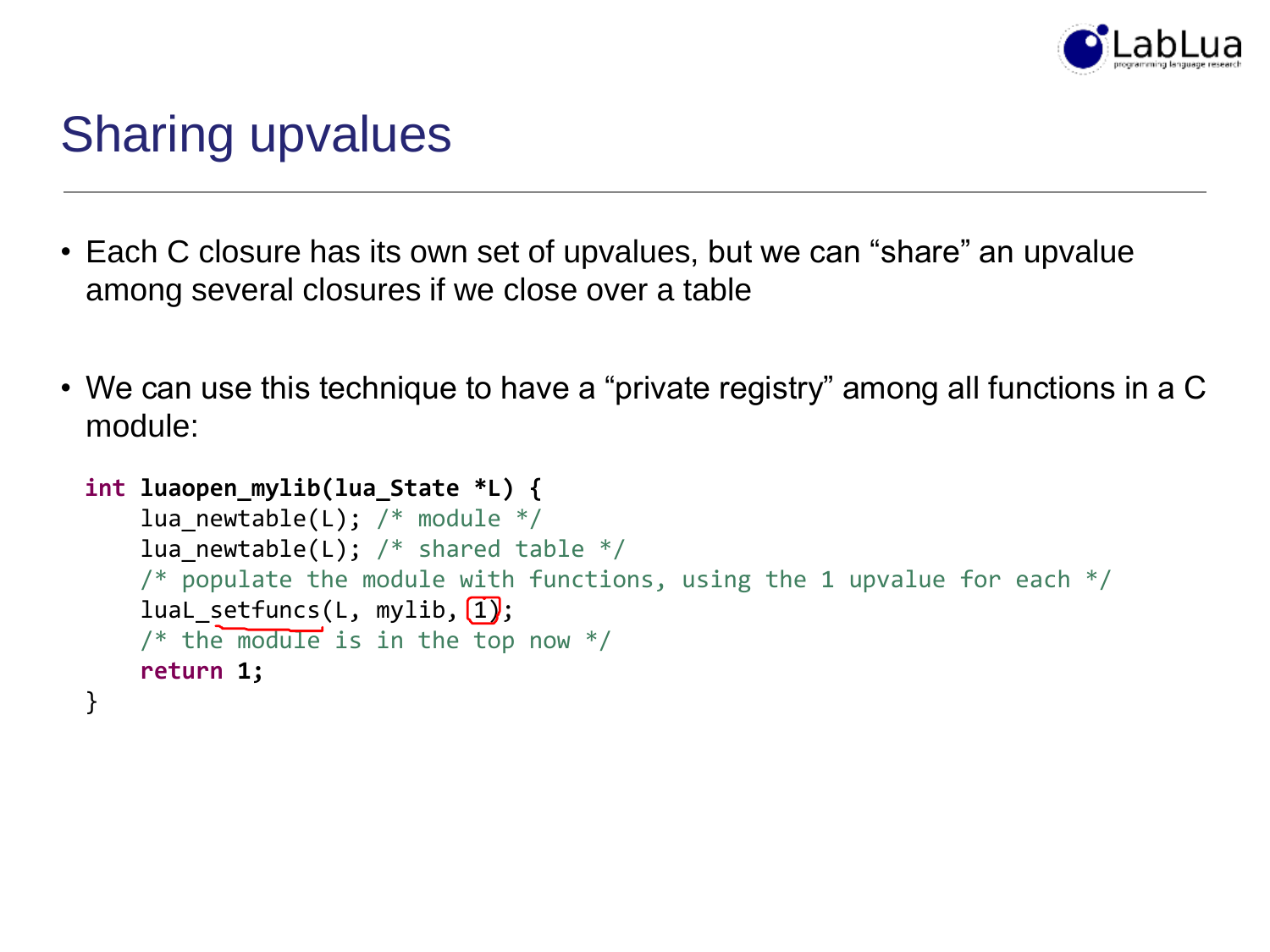# Sharing upvalues

- Each C closure has its own set of upvalues, but we can "share" an upvalue among several closures if we close over a table

- We can use this technique to have a "private registry" among all functions in a C module:

```
int luaopen_mylib(lua_State *L) {
    lua_newtable(L); /* module */
    lua_newtable(L); /* shared table */
    /* populate the module with functions, using the 1 upvalue for each */
    luaL_setfuncs(L, mylib, 1);
    /* the module is in the top now */
    return 1;
}
```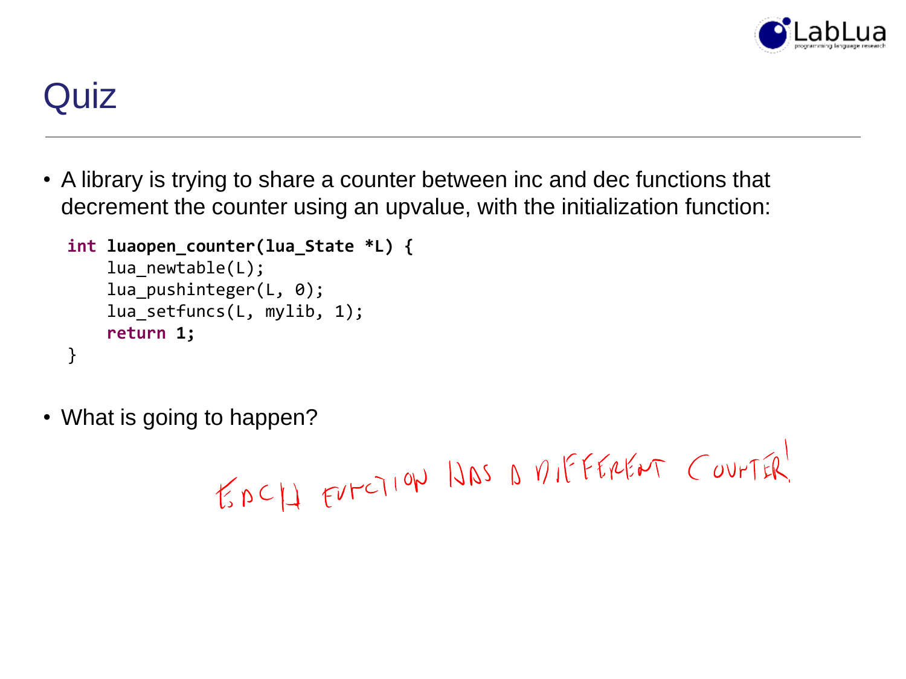# Quiz

- A library is trying to share a counter between inc and dec functions that decrement the counter using an upvalue, with the initialization function:

```
int luaopen_counter(lua_State *L) {
    lua_newtable(L);
    lua_pushinteger(L, 0);
    lua_setfuncs(L, mylib, 1);
    return 1;
}
```

- What is going to happen?

EACH FUNCTION HAS A DIFFERENT COUNTER!